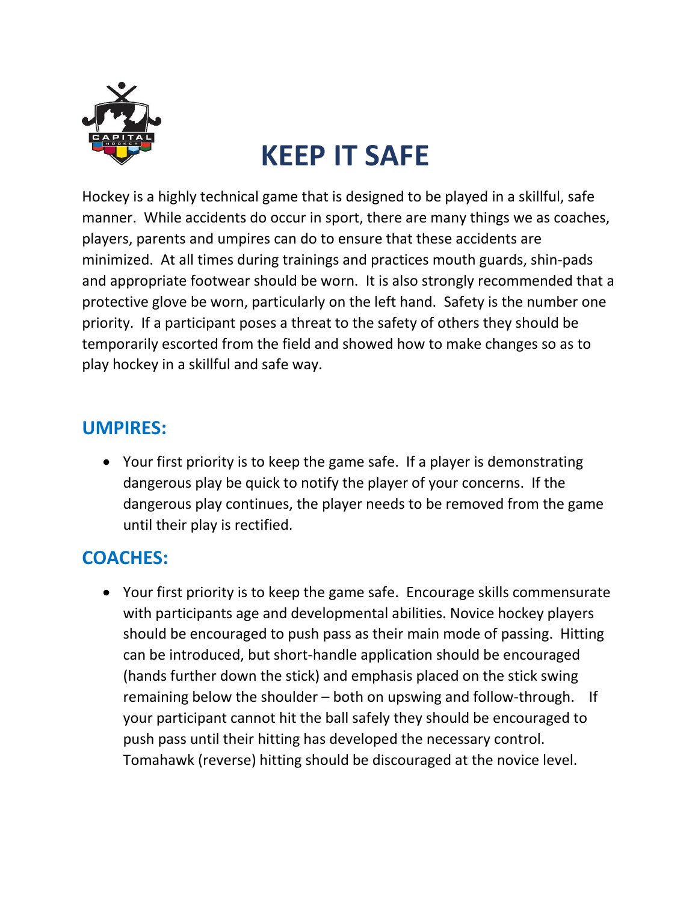# KEEP IT SAFE

Hockey is a highly technical game that is designed to be played in a skillful, safe manner. While accidents do occur in sport, there are many things we as coaches, players, parents and umpires can do to ensure that these accidents are minimized. At all times during trainings and practices mouth guards, shin-pads and appropriate footwear should be worn. It is also strongly recommended that a protective glove be worn, particularly on the left hand. Safety is the number one priority. If a participant poses a threat to the safety of others they should be temporarily escorted from the field and showed how to make changes so as to play hockey in a skillful and safe way.

## UMPIRES:

- Your first priority is to keep the game safe. If a player is demonstrating dangerous play be quick to notify the player of your concerns. If the dangerous play continues, the player needs to be removed from the game until their play is rectified.

## COACHES:

- Your first priority is to keep the game safe. Encourage skills commensurate with participants age and developmental abilities. Novice hockey players should be encouraged to push pass as their main mode of passing. Hitting can be introduced, but short-handle application should be encouraged (hands further down the stick) and emphasis placed on the stick swing remaining below the shoulder – both on upswing and follow-through. If your participant cannot hit the ball safely they should be encouraged to push pass until their hitting has developed the necessary control. Tomahawk (reverse) hitting should be discouraged at the novice level.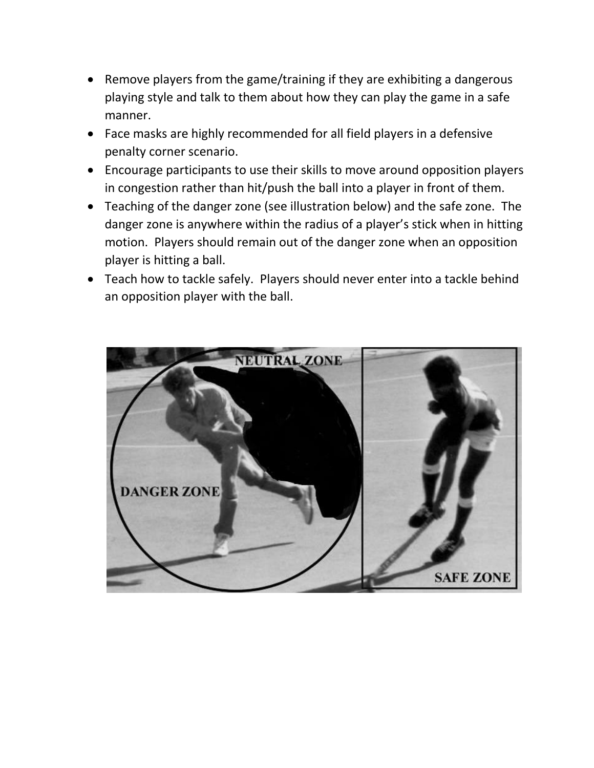- Remove players from the game/training if they are exhibiting a dangerous playing style and talk to them about how they can play the game in a safe manner.
- Face masks are highly recommended for all field players in a defensive penalty corner scenario.
- Encourage participants to use their skills to move around opposition players in congestion rather than hit/push the ball into a player in front of them.
- Teaching of the danger zone (see illustration below) and the safe zone. The danger zone is anywhere within the radius of a player's stick when in hitting motion. Players should remain out of the danger zone when an opposition player is hitting a ball.
- Teach how to tackle safely. Players should never enter into a tackle behind an opposition player with the ball.

NEUTRAL ZONE

DANGER ZONE

SAFE ZONE